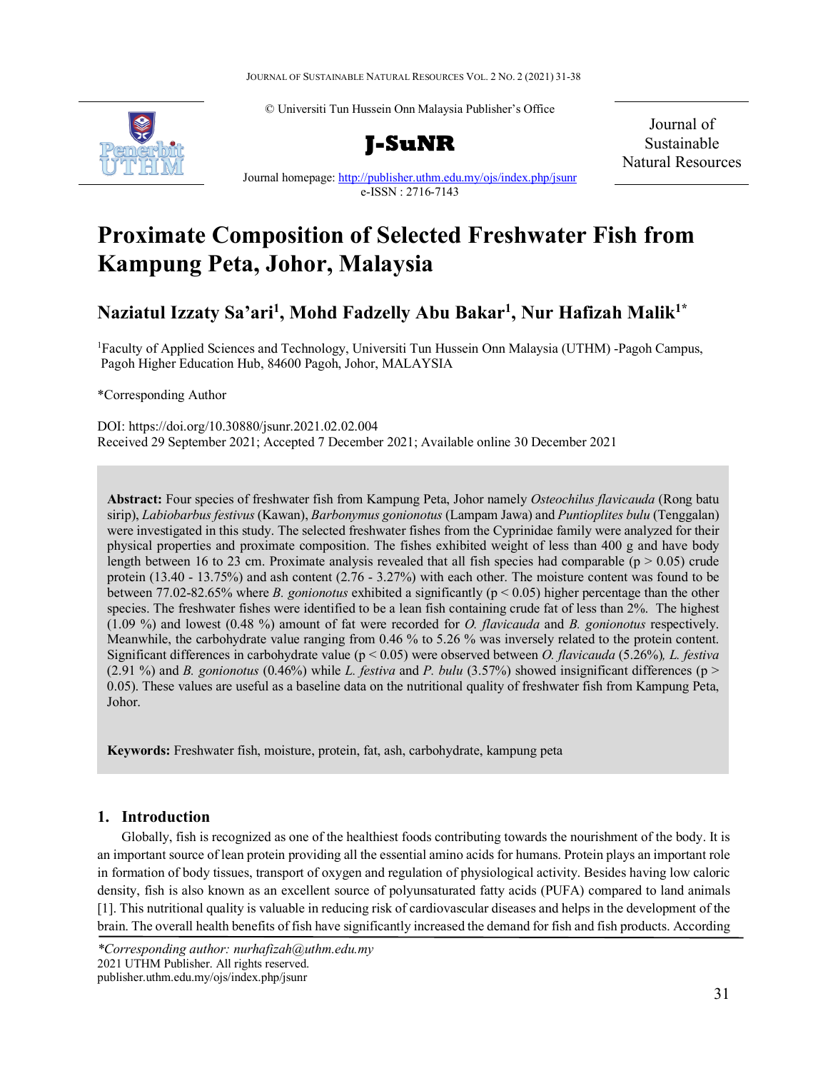© Universiti Tun Hussein Onn Malaysia Publisher's Office

**J-SuNR**

Journal of Sustainable Natural Resources

Journal homepage: http://publisher.uthm.edu.my/ojs/index.php/jsunr

e-ISSN : 2716-7143

# Proximate Composition of Selected Freshwater Fish from Kampung Peta, Johor, Malaysia

**Naziatul Izzaty Sa'ari[1], Mohd Fadzelly Abu Bakar[1], Nur Hafizah Malik[1*]**

[1]Faculty of Applied Sciences and Technology, Universiti Tun Hussein Onn Malaysia (UTHM) -Pagoh Campus, Pagoh Higher Education Hub, 84600 Pagoh, Johor, MALAYSIA

*Corresponding Author

DOI: https://doi.org/10.30880/jsunr.2021.02.02.004

Received 29 September 2021; Accepted 7 December 2021; Available online 30 December 2021

**Abstract:** Four species of freshwater fish from Kampung Peta, Johor namely *Osteochilus flavicauda* (Rong batu sirip), *Labiobarbus festivus* (Kawan), *Barbonymus gonionotus* (Lampam Jawa) and *Puntioplites bulu* (Tenggalan) were investigated in this study. The selected freshwater fishes from the Cyprinidae family were analyzed for their physical properties and proximate composition. The fishes exhibited weight of less than 400 g and have body length between 16 to 23 cm. Proximate analysis revealed that all fish species had comparable ($p > 0.05$) crude protein (13.40 - 13.75%) and ash content (2.76 - 3.27%) with each other. The moisture content was found to be between 77.02-82.65% where *B. gonionotus* exhibited a significantly ($p < 0.05$) higher percentage than the other species. The freshwater fishes were identified to be a lean fish containing crude fat of less than 2%. The highest (1.09 %) and lowest (0.48 %) amount of fat were recorded for *O. flavicauda* and *B. gonionotus* respectively. Meanwhile, the carbohydrate value ranging from 0.46 % to 5.26 % was inversely related to the protein content. Significant differences in carbohydrate value ($p < 0.05$) were observed between *O. flavicauda* (5.26%), *L. festiva* (2.91 %) and *B. gonionotus* (0.46%) while *L. festiva* and *P. bulu* (3.57%) showed insignificant differences ($p > 0.05$). These values are useful as a baseline data on the nutritional quality of freshwater fish from Kampung Peta, Johor.

**Keywords:** Freshwater fish, moisture, protein, fat, ash, carbohydrate, kampung peta

## 1. Introduction

Globally, fish is recognized as one of the healthiest foods contributing towards the nourishment of the body. It is an important source of lean protein providing all the essential amino acids for humans. Protein plays an important role in formation of body tissues, transport of oxygen and regulation of physiological activity. Besides having low caloric density, fish is also known as an excellent source of polyunsaturated fatty acids (PUFA) compared to land animals [1]. This nutritional quality is valuable in reducing risk of cardiovascular diseases and helps in the development of the brain. The overall health benefits of fish have significantly increased the demand for fish and fish products. According

*Corresponding author: nurhafizah@uthm.edu.my

2021 UTHM Publisher. All rights reserved.

publisher.uthm.edu.my/ojs/index.php/jsunr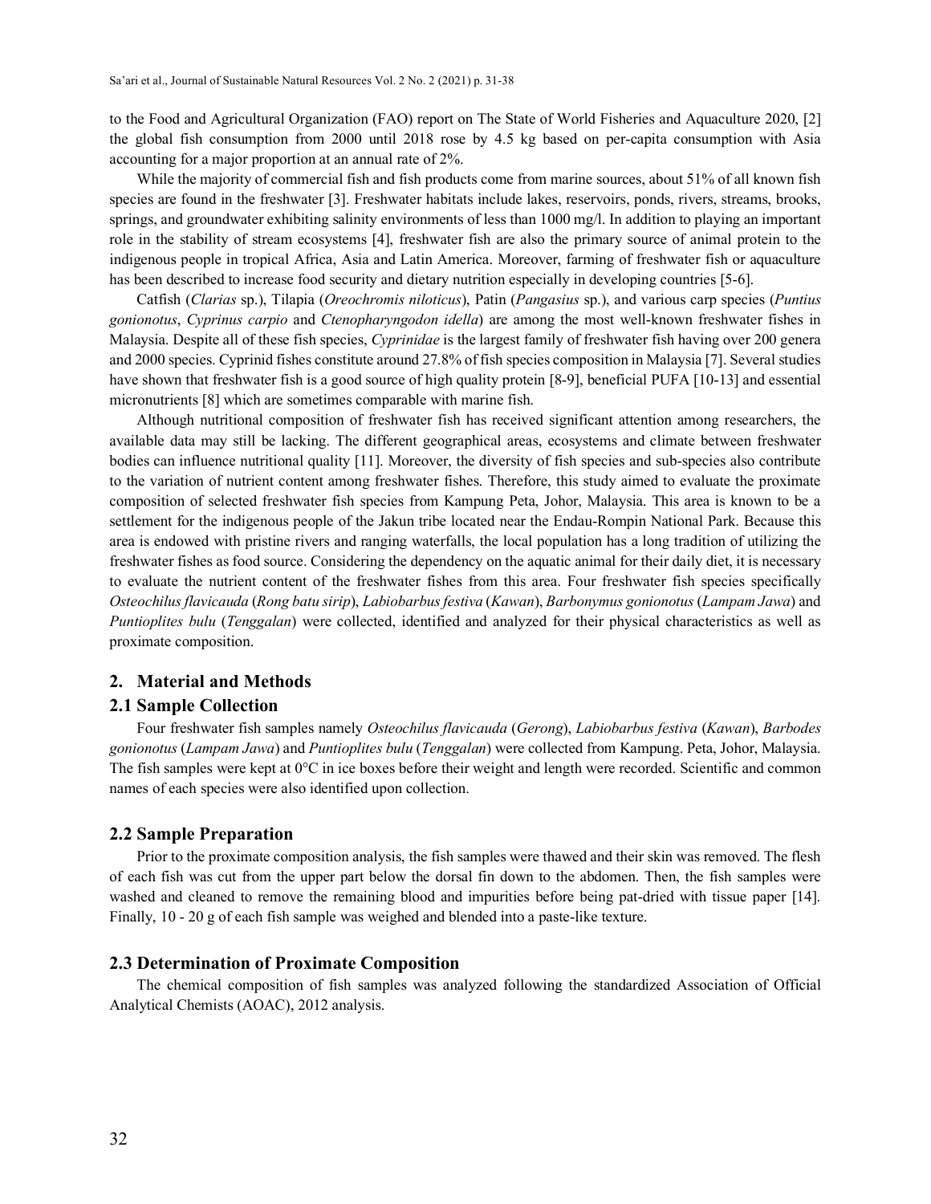to the Food and Agricultural Organization (FAO) report on The State of World Fisheries and Aquaculture 2020, [2] the global fish consumption from 2000 until 2018 rose by 4.5 kg based on per-capita consumption with Asia accounting for a major proportion at an annual rate of 2%.

While the majority of commercial fish and fish products come from marine sources, about 51% of all known fish species are found in the freshwater [3]. Freshwater habitats include lakes, reservoirs, ponds, rivers, streams, brooks, springs, and groundwater exhibiting salinity environments of less than 1000 mg/l. In addition to playing an important role in the stability of stream ecosystems [4], freshwater fish are also the primary source of animal protein to the indigenous people in tropical Africa, Asia and Latin America. Moreover, farming of freshwater fish or aquaculture has been described to increase food security and dietary nutrition especially in developing countries [5-6].

Catfish (*Clarias* sp.), Tilapia (*Oreochromis niloticus*), Patin (*Pangasius* sp.), and various carp species (*Puntius gonionotus*, *Cyprinus carpio* and *Ctenopharyngodon idella*) are among the most well-known freshwater fishes in Malaysia. Despite all of these fish species, *Cyprinidae* is the largest family of freshwater fish having over 200 genera and 2000 species. Cyprinid fishes constitute around 27.8% of fish species composition in Malaysia [7]. Several studies have shown that freshwater fish is a good source of high quality protein [8-9], beneficial PUFA [10-13] and essential micronutrients [8] which are sometimes comparable with marine fish.

Although nutritional composition of freshwater fish has received significant attention among researchers, the available data may still be lacking. The different geographical areas, ecosystems and climate between freshwater bodies can influence nutritional quality [11]. Moreover, the diversity of fish species and sub-species also contribute to the variation of nutrient content among freshwater fishes. Therefore, this study aimed to evaluate the proximate composition of selected freshwater fish species from Kampung Peta, Johor, Malaysia. This area is known to be a settlement for the indigenous people of the Jakun tribe located near the Endau-Rompin National Park. Because this area is endowed with pristine rivers and ranging waterfalls, the local population has a long tradition of utilizing the freshwater fishes as food source. Considering the dependency on the aquatic animal for their daily diet, it is necessary to evaluate the nutrient content of the freshwater fishes from this area. Four freshwater fish species specifically *Osteochilus flavicauda* (*Rong batu sirip*), *Labiobarbus festiva* (*Kawan*), *Barbonymus gonionotus* (*Lampam Jawa*) and *Puntioplites bulu* (*Tenggalan*) were collected, identified and analyzed for their physical characteristics as well as proximate composition.

## 2. Material and Methods

### 2.1 Sample Collection

Four freshwater fish samples namely *Osteochilus flavicauda* (*Gerong*), *Labiobarbus festiva* (*Kawan*), *Barbodes gonionotus* (*Lampam Jawa*) and *Puntioplites bulu* (*Tenggalan*) were collected from Kampung. Peta, Johor, Malaysia. The fish samples were kept at 0°C in ice boxes before their weight and length were recorded. Scientific and common names of each species were also identified upon collection.

### 2.2 Sample Preparation

Prior to the proximate composition analysis, the fish samples were thawed and their skin was removed. The flesh of each fish was cut from the upper part below the dorsal fin down to the abdomen. Then, the fish samples were washed and cleaned to remove the remaining blood and impurities before being pat-dried with tissue paper [14]. Finally, 10 - 20 g of each fish sample was weighed and blended into a paste-like texture.

### 2.3 Determination of Proximate Composition

The chemical composition of fish samples was analyzed following the standardized Association of Official Analytical Chemists (AOAC), 2012 analysis.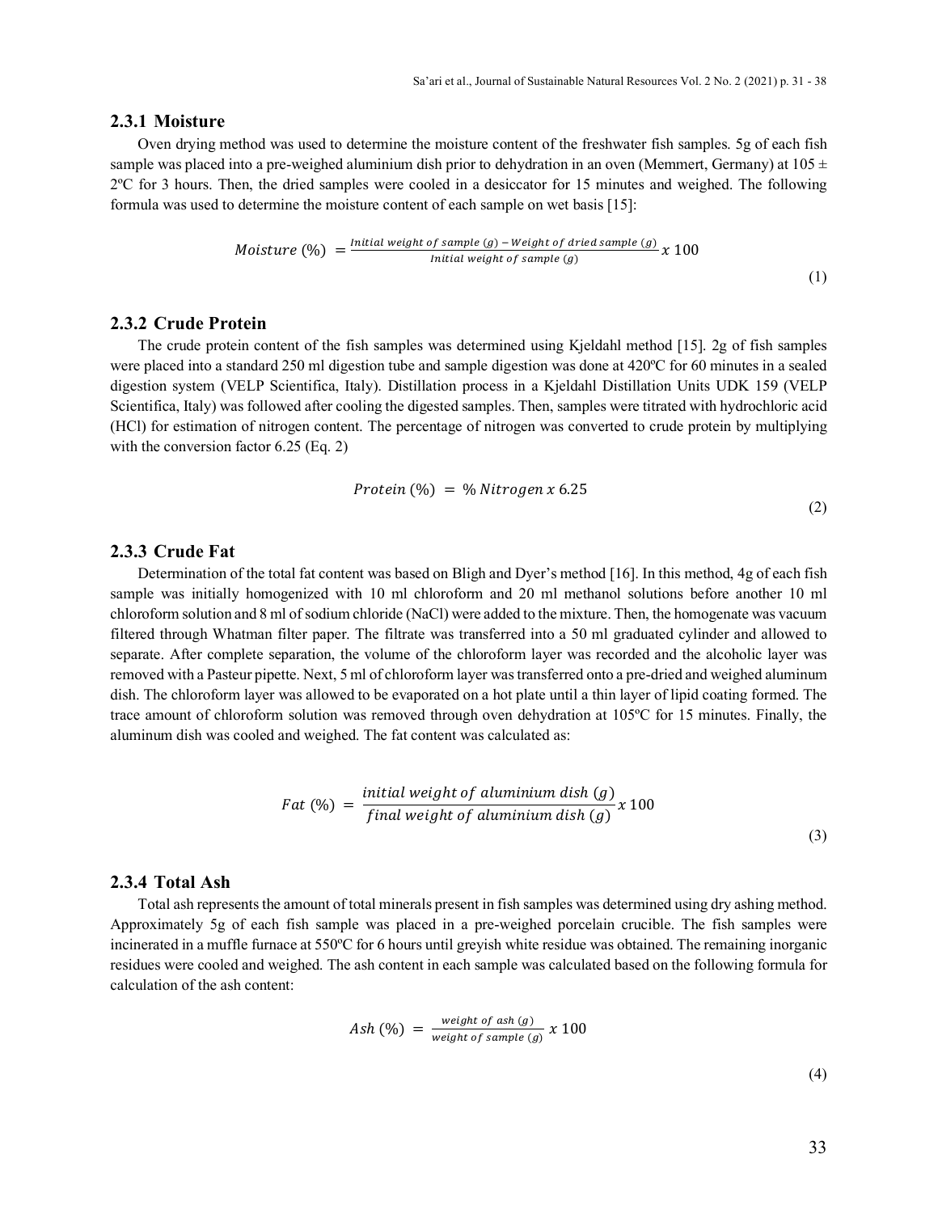### 2.3.1 Moisture

Oven drying method was used to determine the moisture content of the freshwater fish samples. 5g of each fish sample was placed into a pre-weighed aluminium dish prior to dehydration in an oven (Memmert, Germany) at 105 ± 2ºC for 3 hours. Then, the dried samples were cooled in a desiccator for 15 minutes and weighed. The following formula was used to determine the moisture content of each sample on wet basis [15]:

$$Moisture\ (\%) = \frac{Initial\ weight\ of\ sample\ (g) - Weight\ of\ dried\ sample\ (g)}{Initial\ weight\ of\ sample\ (g)}\ x\ 100 \tag{1}$$

### 2.3.2 Crude Protein

The crude protein content of the fish samples was determined using Kjeldahl method [15]. 2g of fish samples were placed into a standard 250 ml digestion tube and sample digestion was done at 420ºC for 60 minutes in a sealed digestion system (VELP Scientifica, Italy). Distillation process in a Kjeldahl Distillation Units UDK 159 (VELP Scientifica, Italy) was followed after cooling the digested samples. Then, samples were titrated with hydrochloric acid (HCl) for estimation of nitrogen content. The percentage of nitrogen was converted to crude protein by multiplying with the conversion factor 6.25 (Eq. 2)

$$Protein\ (\%) = \%\ Nitrogen\ x\ 6.25 \tag{2}$$

### 2.3.3 Crude Fat

Determination of the total fat content was based on Bligh and Dyer's method [16]. In this method, 4g of each fish sample was initially homogenized with 10 ml chloroform and 20 ml methanol solutions before another 10 ml chloroform solution and 8 ml of sodium chloride (NaCl) were added to the mixture. Then, the homogenate was vacuum filtered through Whatman filter paper. The filtrate was transferred into a 50 ml graduated cylinder and allowed to separate. After complete separation, the volume of the chloroform layer was recorded and the alcoholic layer was removed with a Pasteur pipette. Next, 5 ml of chloroform layer was transferred onto a pre-dried and weighed aluminum dish. The chloroform layer was allowed to be evaporated on a hot plate until a thin layer of lipid coating formed. The trace amount of chloroform solution was removed through oven dehydration at 105ºC for 15 minutes. Finally, the aluminum dish was cooled and weighed. The fat content was calculated as:

$$Fat\ (\%) = \frac{initial\ weight\ of\ aluminium\ dish\ (g)}{final\ weight\ of\ aluminium\ dish\ (g)}\ x\ 100 \tag{3}$$

### 2.3.4 Total Ash

Total ash represents the amount of total minerals present in fish samples was determined using dry ashing method. Approximately 5g of each fish sample was placed in a pre-weighed porcelain crucible. The fish samples were incinerated in a muffle furnace at 550ºC for 6 hours until greyish white residue was obtained. The remaining inorganic residues were cooled and weighed. The ash content in each sample was calculated based on the following formula for calculation of the ash content:

$$Ash\ (\%) = \frac{weight\ of\ ash\ (g)}{weight\ of\ sample\ (g)}\ x\ 100 \tag{4}$$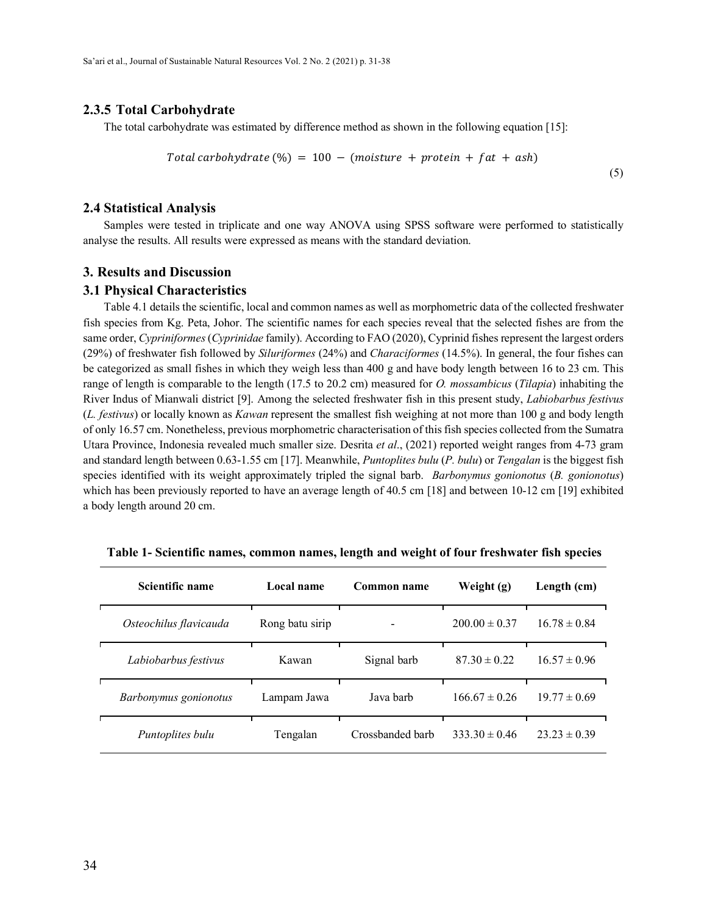### 2.3.5 Total Carbohydrate

The total carbohydrate was estimated by difference method as shown in the following equation [15]:

$$Total\ carbohydrate\ (\%) = 100 - (moisture + protein + fat + ash) \tag{5}$$

## 2.4 Statistical Analysis

Samples were tested in triplicate and one way ANOVA using SPSS software were performed to statistically analyse the results. All results were expressed as means with the standard deviation.

# 3. Results and Discussion

## 3.1 Physical Characteristics

Table 4.1 details the scientific, local and common names as well as morphometric data of the collected freshwater fish species from Kg. Peta, Johor. The scientific names for each species reveal that the selected fishes are from the same order, *Cypriniformes* (*Cyprinidae* family). According to FAO (2020), Cyprinid fishes represent the largest orders (29%) of freshwater fish followed by *Siluriformes* (24%) and *Characiformes* (14.5%). In general, the four fishes can be categorized as small fishes in which they weigh less than 400 g and have body length between 16 to 23 cm. This range of length is comparable to the length (17.5 to 20.2 cm) measured for *O. mossambicus* (*Tilapia*) inhabiting the River Indus of Mianwali district [9]. Among the selected freshwater fish in this present study, *Labiobarbus festivus* (*L. festivus*) or locally known as *Kawan* represent the smallest fish weighing at not more than 100 g and body length of only 16.57 cm. Nonetheless, previous morphometric characterisation of this fish species collected from the Sumatra Utara Province, Indonesia revealed much smaller size. Desrita *et al*., (2021) reported weight ranges from 4-73 gram and standard length between 0.63-1.55 cm [17]. Meanwhile, *Puntoplites bulu* (*P. bulu*) or *Tengalan* is the biggest fish species identified with its weight approximately tripled the signal barb. *Barbonymus gonionotus* (*B. gonionotus*) which has been previously reported to have an average length of 40.5 cm [18] and between 10-12 cm [19] exhibited a body length around 20 cm.

**Table 1- Scientific names, common names, length and weight of four freshwater fish species**

| Scientific name | Local name | Common name | Weight (g) | Length (cm) |
|---|---|---|---|---|
| *Osteochilus flavicauda* | Rong batu sirip | - | 200.00 ± 0.37 | 16.78 ± 0.84 |
| *Labiobarbus festivus* | Kawan | Signal barb | 87.30 ± 0.22 | 16.57 ± 0.96 |
| *Barbonymus gonionotus* | Lampam Jawa | Java barb | 166.67 ± 0.26 | 19.77 ± 0.69 |
| *Puntoplites bulu* | Tengalan | Crossbanded barb | 333.30 ± 0.46 | 23.23 ± 0.39 |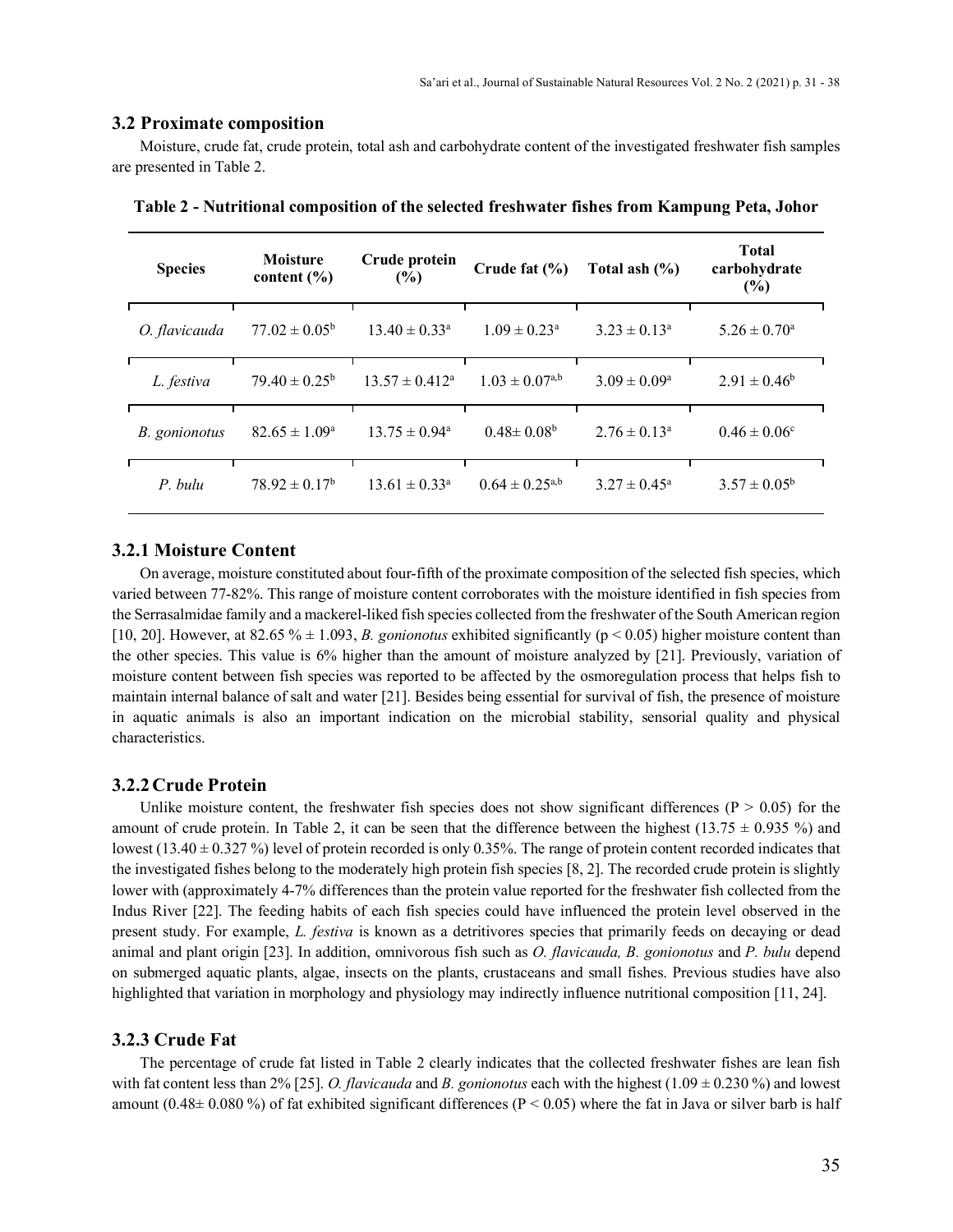## 3.2 Proximate composition

Moisture, crude fat, crude protein, total ash and carbohydrate content of the investigated freshwater fish samples are presented in Table 2.

**Table 2 - Nutritional composition of the selected freshwater fishes from Kampung Peta, Johor**

| Species | Moisture content (%) | Crude protein (%) | Crude fat (%) | Total ash (%) | Total carbohydrate (%) |
|---|---|---|---|---|---|
| *O. flavicauda* | $77.02 \pm 0.05^{b}$ | $13.40 \pm 0.33^{a}$ | $1.09 \pm 0.23^{a}$ | $3.23 \pm 0.13^{a}$ | $5.26 \pm 0.70^{a}$ |
| *L. festiva* | $79.40 \pm 0.25^{b}$ | $13.57 \pm 0.412^{a}$ | $1.03 \pm 0.07^{a,b}$ | $3.09 \pm 0.09^{a}$ | $2.91 \pm 0.46^{b}$ |
| *B. gonionotus* | $82.65 \pm 1.09^{a}$ | $13.75 \pm 0.94^{a}$ | $0.48 \pm 0.08^{b}$ | $2.76 \pm 0.13^{a}$ | $0.46 \pm 0.06^{c}$ |
| *P. bulu* | $78.92 \pm 0.17^{b}$ | $13.61 \pm 0.33^{a}$ | $0.64 \pm 0.25^{a,b}$ | $3.27 \pm 0.45^{a}$ | $3.57 \pm 0.05^{b}$ |

### 3.2.1 Moisture Content

On average, moisture constituted about four-fifth of the proximate composition of the selected fish species, which varied between 77-82%. This range of moisture content corroborates with the moisture identified in fish species from the Serrasalmidae family and a mackerel-liked fish species collected from the freshwater of the South American region [10, 20]. However, at 82.65 % ± 1.093, *B. gonionotus* exhibited significantly ($p < 0.05$) higher moisture content than the other species. This value is 6% higher than the amount of moisture analyzed by [21]. Previously, variation of moisture content between fish species was reported to be affected by the osmoregulation process that helps fish to maintain internal balance of salt and water [21]. Besides being essential for survival of fish, the presence of moisture in aquatic animals is also an important indication on the microbial stability, sensorial quality and physical characteristics.

### 3.2.2 Crude Protein

Unlike moisture content, the freshwater fish species does not show significant differences ($P > 0.05$) for the amount of crude protein. In Table 2, it can be seen that the difference between the highest (13.75 ± 0.935 %) and lowest (13.40 ± 0.327 %) level of protein recorded is only 0.35%. The range of protein content recorded indicates that the investigated fishes belong to the moderately high protein fish species [8, 2]. The recorded crude protein is slightly lower with (approximately 4-7% differences than the protein value reported for the freshwater fish collected from the Indus River [22]. The feeding habits of each fish species could have influenced the protein level observed in the present study. For example, *L. festiva* is known as a detritivores species that primarily feeds on decaying or dead animal and plant origin [23]. In addition, omnivorous fish such as *O. flavicauda, B. gonionotus* and *P. bulu* depend on submerged aquatic plants, algae, insects on the plants, crustaceans and small fishes. Previous studies have also highlighted that variation in morphology and physiology may indirectly influence nutritional composition [11, 24].

### 3.2.3 Crude Fat

The percentage of crude fat listed in Table 2 clearly indicates that the collected freshwater fishes are lean fish with fat content less than 2% [25]. *O. flavicauda* and *B. gonionotus* each with the highest (1.09 ± 0.230 %) and lowest amount (0.48± 0.080 %) of fat exhibited significant differences ($P < 0.05$) where the fat in Java or silver barb is half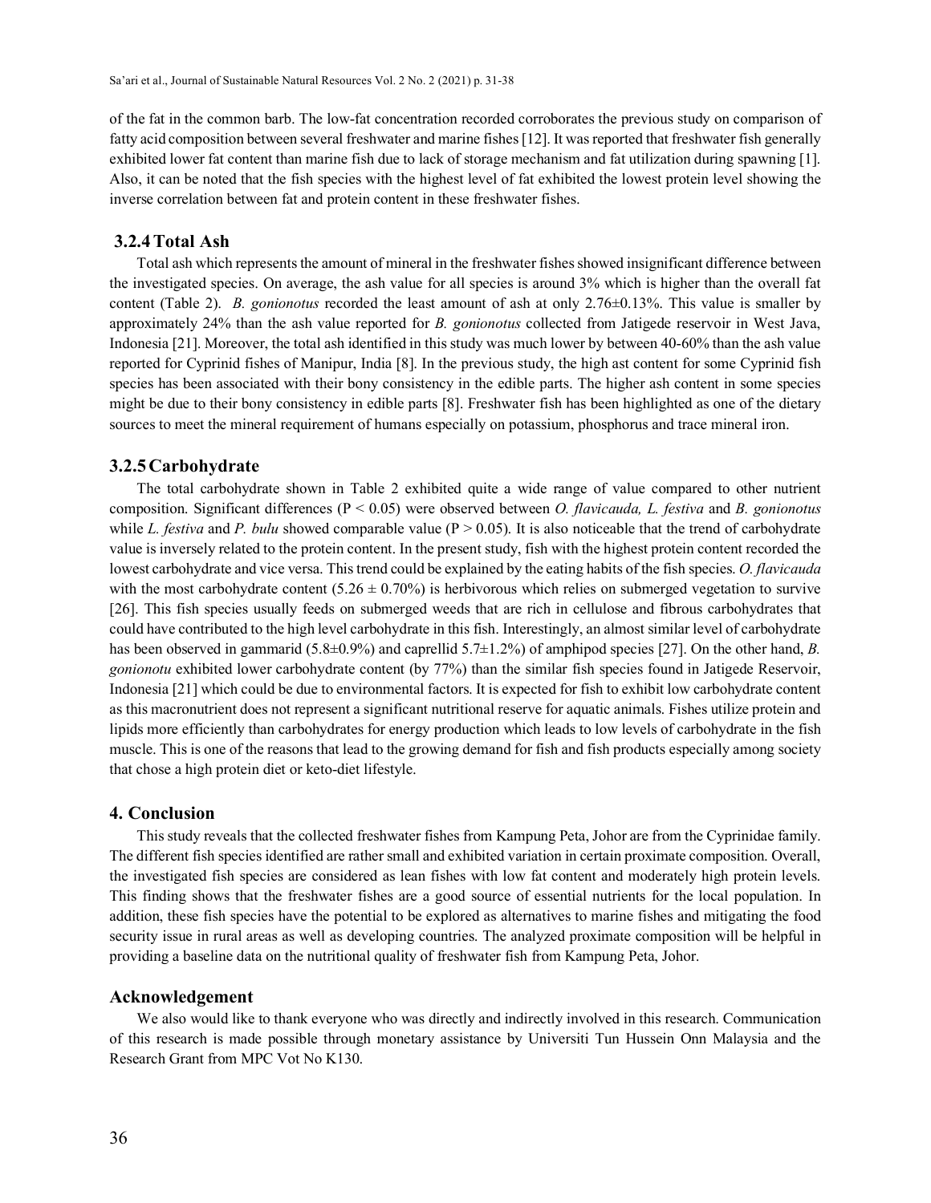of the fat in the common barb. The low-fat concentration recorded corroborates the previous study on comparison of fatty acid composition between several freshwater and marine fishes [12]. It was reported that freshwater fish generally exhibited lower fat content than marine fish due to lack of storage mechanism and fat utilization during spawning [1]. Also, it can be noted that the fish species with the highest level of fat exhibited the lowest protein level showing the inverse correlation between fat and protein content in these freshwater fishes.

### 3.2.4 Total Ash

Total ash which represents the amount of mineral in the freshwater fishes showed insignificant difference between the investigated species. On average, the ash value for all species is around 3% which is higher than the overall fat content (Table 2). *B. gonionotus* recorded the least amount of ash at only 2.76±0.13%. This value is smaller by approximately 24% than the ash value reported for *B. gonionotus* collected from Jatigede reservoir in West Java, Indonesia [21]. Moreover, the total ash identified in this study was much lower by between 40-60% than the ash value reported for Cyprinid fishes of Manipur, India [8]. In the previous study, the high ast content for some Cyprinid fish species has been associated with their bony consistency in the edible parts. The higher ash content in some species might be due to their bony consistency in edible parts [8]. Freshwater fish has been highlighted as one of the dietary sources to meet the mineral requirement of humans especially on potassium, phosphorus and trace mineral iron.

### 3.2.5 Carbohydrate

The total carbohydrate shown in Table 2 exhibited quite a wide range of value compared to other nutrient composition. Significant differences ($P < 0.05$) were observed between *O. flavicauda, L. festiva* and *B. gonionotus* while *L. festiva* and *P. bulu* showed comparable value ($P > 0.05$). It is also noticeable that the trend of carbohydrate value is inversely related to the protein content. In the present study, fish with the highest protein content recorded the lowest carbohydrate and vice versa. This trend could be explained by the eating habits of the fish species. *O. flavicauda* with the most carbohydrate content (5.26 ± 0.70%) is herbivorous which relies on submerged vegetation to survive [26]. This fish species usually feeds on submerged weeds that are rich in cellulose and fibrous carbohydrates that could have contributed to the high level carbohydrate in this fish. Interestingly, an almost similar level of carbohydrate has been observed in gammarid (5.8±0.9%) and caprellid 5.7±1.2%) of amphipod species [27]. On the other hand, *B. gonionotu* exhibited lower carbohydrate content (by 77%) than the similar fish species found in Jatigede Reservoir, Indonesia [21] which could be due to environmental factors. It is expected for fish to exhibit low carbohydrate content as this macronutrient does not represent a significant nutritional reserve for aquatic animals. Fishes utilize protein and lipids more efficiently than carbohydrates for energy production which leads to low levels of carbohydrate in the fish muscle. This is one of the reasons that lead to the growing demand for fish and fish products especially among society that chose a high protein diet or keto-diet lifestyle.

## 4. Conclusion

This study reveals that the collected freshwater fishes from Kampung Peta, Johor are from the Cyprinidae family. The different fish species identified are rather small and exhibited variation in certain proximate composition. Overall, the investigated fish species are considered as lean fishes with low fat content and moderately high protein levels. This finding shows that the freshwater fishes are a good source of essential nutrients for the local population. In addition, these fish species have the potential to be explored as alternatives to marine fishes and mitigating the food security issue in rural areas as well as developing countries. The analyzed proximate composition will be helpful in providing a baseline data on the nutritional quality of freshwater fish from Kampung Peta, Johor.

## Acknowledgement

We also would like to thank everyone who was directly and indirectly involved in this research. Communication of this research is made possible through monetary assistance by Universiti Tun Hussein Onn Malaysia and the Research Grant from MPC Vot No K130.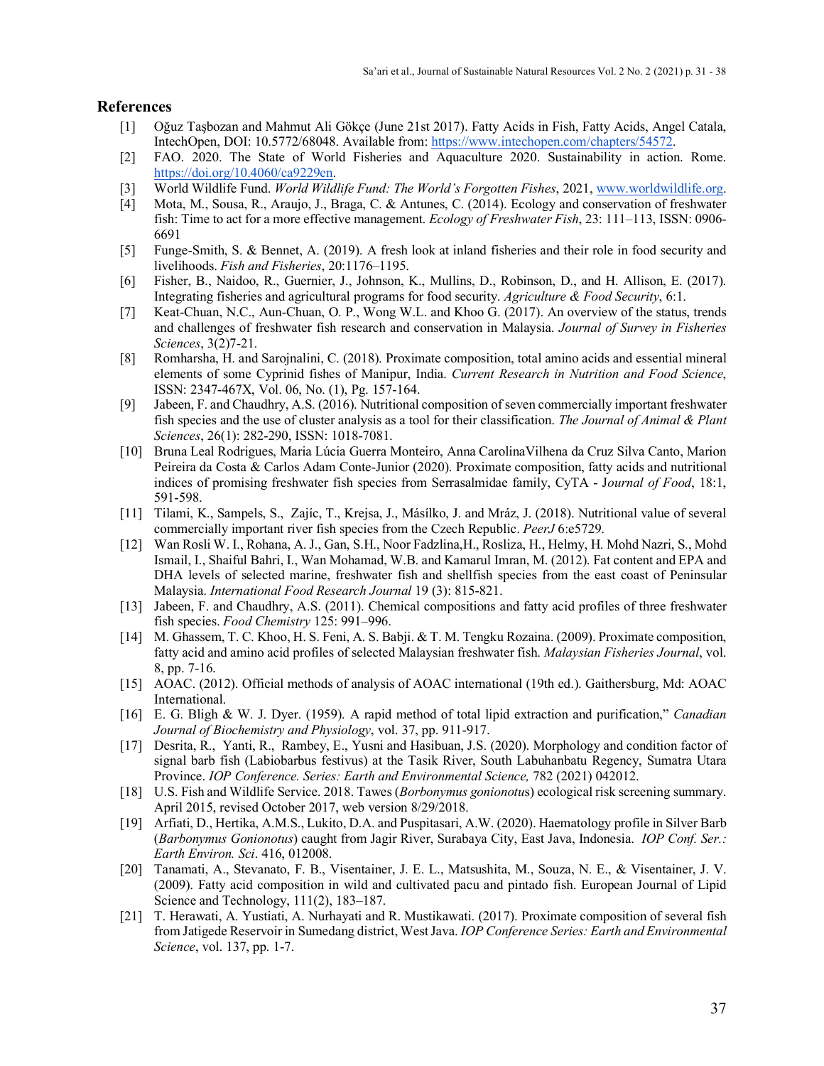## References

[1] Oğuz Taşbozan and Mahmut Ali Gökçe (June 21st 2017). Fatty Acids in Fish, Fatty Acids, Angel Catala, IntechOpen, DOI: 10.5772/68048. Available from: https://www.intechopen.com/chapters/54572.

[2] FAO. 2020. The State of World Fisheries and Aquaculture 2020. Sustainability in action. Rome. https://doi.org/10.4060/ca9229en.

[3] World Wildlife Fund. *World Wildlife Fund: The World's Forgotten Fishes*, 2021, www.worldwildlife.org.

[4] Mota, M., Sousa, R., Araujo, J., Braga, C. & Antunes, C. (2014). Ecology and conservation of freshwater fish: Time to act for a more effective management. *Ecology of Freshwater Fish*, 23: 111–113, ISSN: 0906-6691

[5] Funge-Smith, S. & Bennet, A. (2019). A fresh look at inland fisheries and their role in food security and livelihoods. *Fish and Fisheries*, 20:1176–1195.

[6] Fisher, B., Naidoo, R., Guernier, J., Johnson, K., Mullins, D., Robinson, D., and H. Allison, E. (2017). Integrating fisheries and agricultural programs for food security. *Agriculture & Food Security*, 6:1.

[7] Keat-Chuan, N.C., Aun-Chuan, O. P., Wong W.L. and Khoo G. (2017). An overview of the status, trends and challenges of freshwater fish research and conservation in Malaysia. *Journal of Survey in Fisheries Sciences*, 3(2)7-21.

[8] Romharsha, H. and Sarojnalini, C. (2018). Proximate composition, total amino acids and essential mineral elements of some Cyprinid fishes of Manipur, India. *Current Research in Nutrition and Food Science*, ISSN: 2347-467X, Vol. 06, No. (1), Pg. 157-164.

[9] Jabeen, F. and Chaudhry, A.S. (2016). Nutritional composition of seven commercially important freshwater fish species and the use of cluster analysis as a tool for their classification. *The Journal of Animal & Plant Sciences*, 26(1): 282-290, ISSN: 1018-7081.

[10] Bruna Leal Rodrigues, Maria Lúcia Guerra Monteiro, Anna CarolinaVilhena da Cruz Silva Canto, Marion Peireira da Costa & Carlos Adam Conte-Junior (2020). Proximate composition, fatty acids and nutritional indices of promising freshwater fish species from Serrasalmidae family, CyTA - J*ournal of Food*, 18:1, 591-598.

[11] Tilami, K., Sampels, S., Zajíc, T., Krejsa, J., Másílko, J. and Mráz, J. (2018). Nutritional value of several commercially important river fish species from the Czech Republic. *PeerJ* 6:e5729.

[12] Wan Rosli W. I., Rohana, A. J., Gan, S.H., Noor Fadzlina,H., Rosliza, H., Helmy, H. Mohd Nazri, S., Mohd Ismail, I., Shaiful Bahri, I., Wan Mohamad, W.B. and Kamarul Imran, M. (2012). Fat content and EPA and DHA levels of selected marine, freshwater fish and shellfish species from the east coast of Peninsular Malaysia. *International Food Research Journal* 19 (3): 815-821.

[13] Jabeen, F. and Chaudhry, A.S. (2011). Chemical compositions and fatty acid profiles of three freshwater fish species. *Food Chemistry* 125: 991–996.

[14] M. Ghassem, T. C. Khoo, H. S. Feni, A. S. Babji. & T. M. Tengku Rozaina. (2009). Proximate composition, fatty acid and amino acid profiles of selected Malaysian freshwater fish. *Malaysian Fisheries Journal*, vol. 8, pp. 7-16.

[15] AOAC. (2012). Official methods of analysis of AOAC international (19th ed.). Gaithersburg, Md: AOAC International.

[16] E. G. Bligh & W. J. Dyer. (1959). A rapid method of total lipid extraction and purification," *Canadian Journal of Biochemistry and Physiology*, vol. 37, pp. 911-917.

[17] Desrita, R., Yanti, R., Rambey, E., Yusni and Hasibuan, J.S. (2020). Morphology and condition factor of signal barb fish (Labiobarbus festivus) at the Tasik River, South Labuhanbatu Regency, Sumatra Utara Province. *IOP Conference. Series: Earth and Environmental Science,* 782 (2021) 042012.

[18] U.S. Fish and Wildlife Service. 2018. Tawes (*Borbonymus gonionotus*) ecological risk screening summary. April 2015, revised October 2017, web version 8/29/2018.

[19] Arfiati, D., Hertika, A.M.S., Lukito, D.A. and Puspitasari, A.W. (2020). Haematology profile in Silver Barb (*Barbonymus Gonionotus*) caught from Jagir River, Surabaya City, East Java, Indonesia. *IOP Conf. Ser.: Earth Environ. Sci*. 416, 012008.

[20] Tanamati, A., Stevanato, F. B., Visentainer, J. E. L., Matsushita, M., Souza, N. E., & Visentainer, J. V. (2009). Fatty acid composition in wild and cultivated pacu and pintado fish. European Journal of Lipid Science and Technology, 111(2), 183–187.

[21] T. Herawati, A. Yustiati, A. Nurhayati and R. Mustikawati. (2017). Proximate composition of several fish from Jatigede Reservoir in Sumedang district, West Java. *IOP Conference Series: Earth and Environmental Science*, vol. 137, pp. 1-7.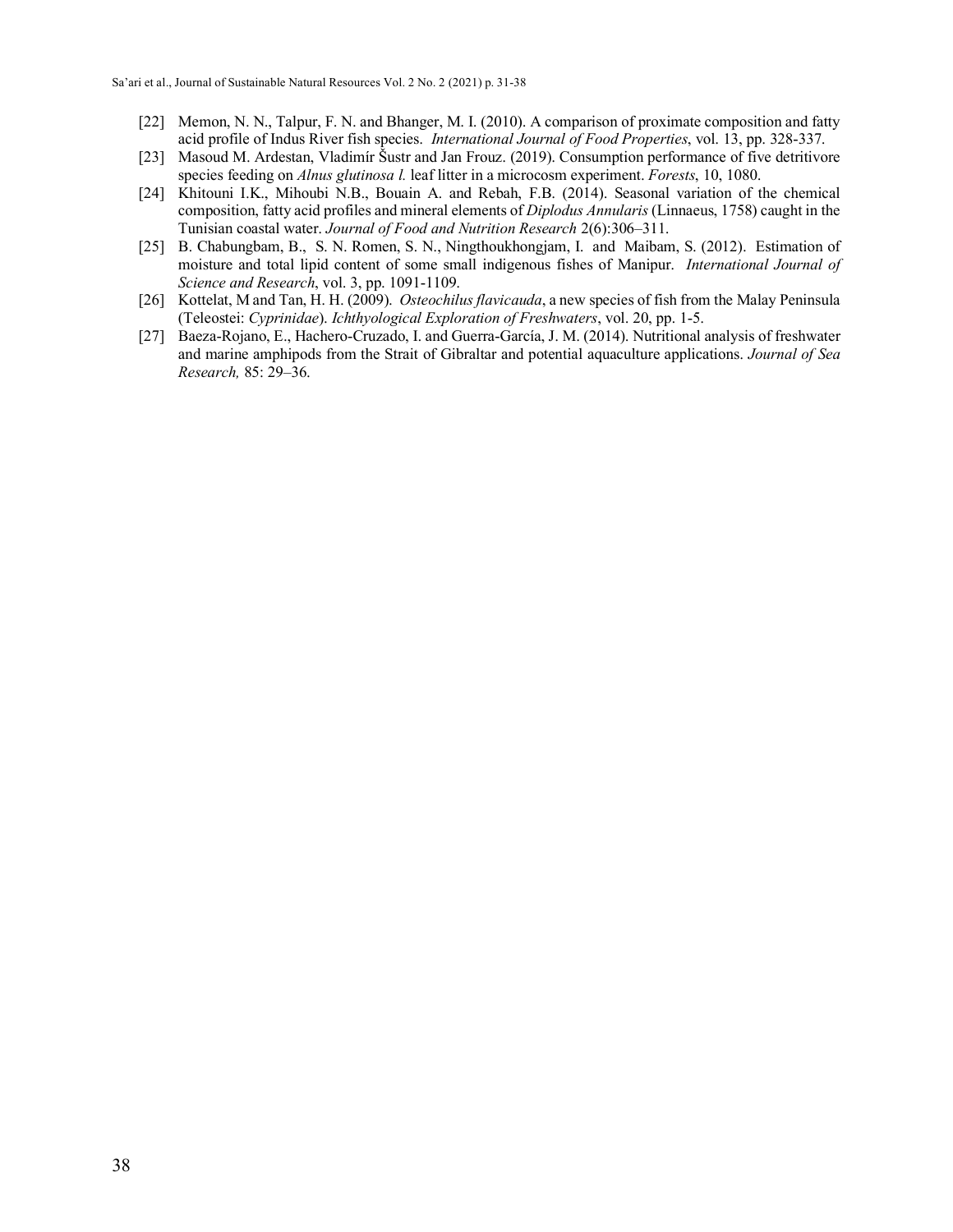[22] Memon, N. N., Talpur, F. N. and Bhanger, M. I. (2010). A comparison of proximate composition and fatty acid profile of Indus River fish species. *International Journal of Food Properties*, vol. 13, pp. 328-337.

[23] Masoud M. Ardestan, Vladimír Šustr and Jan Frouz. (2019). Consumption performance of five detritivore species feeding on *Alnus glutinosa l.* leaf litter in a microcosm experiment. *Forests*, 10, 1080.

[24] Khitouni I.K., Mihoubi N.B., Bouain A. and Rebah, F.B. (2014). Seasonal variation of the chemical composition, fatty acid profiles and mineral elements of *Diplodus Annularis* (Linnaeus, 1758) caught in the Tunisian coastal water. *Journal of Food and Nutrition Research* 2(6):306–311.

[25] B. Chabungbam, B., S. N. Romen, S. N., Ningthoukhongjam, I. and Maibam, S. (2012). Estimation of moisture and total lipid content of some small indigenous fishes of Manipur. *International Journal of Science and Research*, vol. 3, pp. 1091-1109.

[26] Kottelat, M and Tan, H. H. (2009). *Osteochilus flavicauda*, a new species of fish from the Malay Peninsula (Teleostei: *Cyprinidae*). *Ichthyological Exploration of Freshwaters*, vol. 20, pp. 1-5.

[27] Baeza-Rojano, E., Hachero-Cruzado, I. and Guerra-García, J. M. (2014). Nutritional analysis of freshwater and marine amphipods from the Strait of Gibraltar and potential aquaculture applications. *Journal of Sea Research,* 85: 29–36.